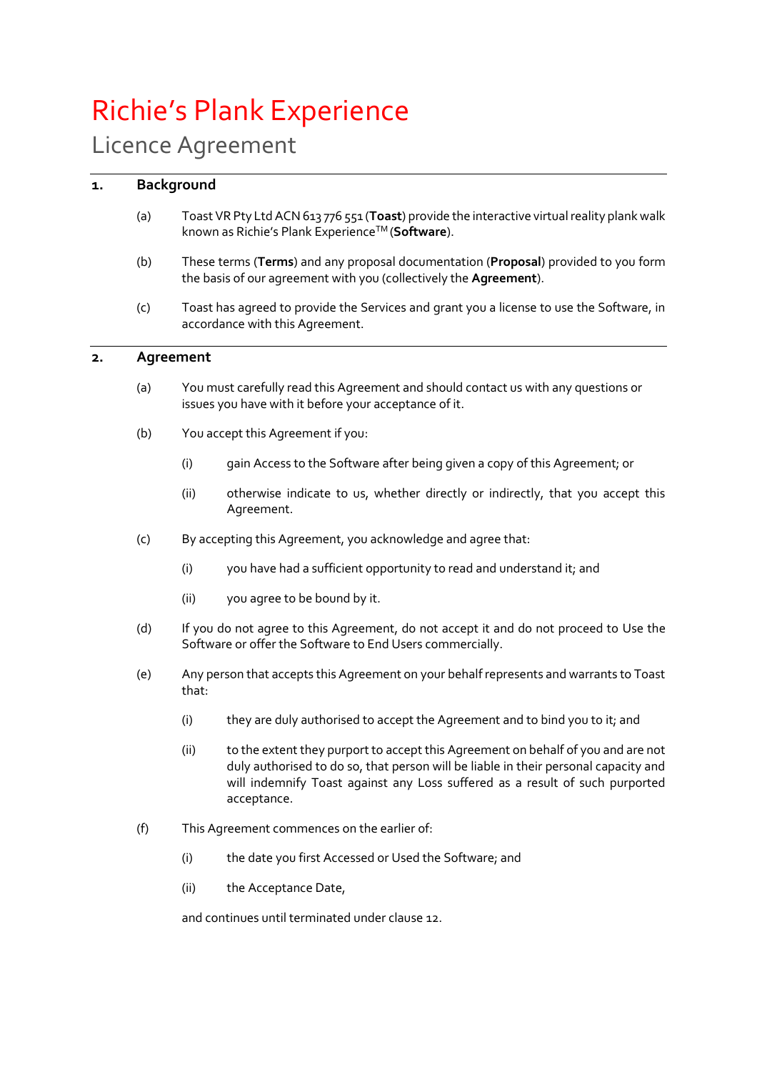# Richie's Plank Experience

## Licence Agreement

### 1. Background

(a) Toast VR Pty Ltd ACN 613 776 551 (**Toast**) provide the interactive virtual reality plank walk known as Richie's Plank Experience™ (**Software**).

(b) These terms (**Terms**) and any proposal documentation (**Proposal**) provided to you form the basis of our agreement with you (collectively the **Agreement**).

(c) Toast has agreed to provide the Services and grant you a license to use the Software, in accordance with this Agreement.

### 2. Agreement

(a) You must carefully read this Agreement and should contact us with any questions or issues you have with it before your acceptance of it.

(b) You accept this Agreement if you:

(i) gain Access to the Software after being given a copy of this Agreement; or

(ii) otherwise indicate to us, whether directly or indirectly, that you accept this Agreement.

(c) By accepting this Agreement, you acknowledge and agree that:

(i) you have had a sufficient opportunity to read and understand it; and

(ii) you agree to be bound by it.

(d) If you do not agree to this Agreement, do not accept it and do not proceed to Use the Software or offer the Software to End Users commercially.

(e) Any person that accepts this Agreement on your behalf represents and warrants to Toast that:

(i) they are duly authorised to accept the Agreement and to bind you to it; and

(ii) to the extent they purport to accept this Agreement on behalf of you and are not duly authorised to do so, that person will be liable in their personal capacity and will indemnify Toast against any Loss suffered as a result of such purported acceptance.

(f) This Agreement commences on the earlier of:

(i) the date you first Accessed or Used the Software; and

(ii) the Acceptance Date,

and continues until terminated under clause 12.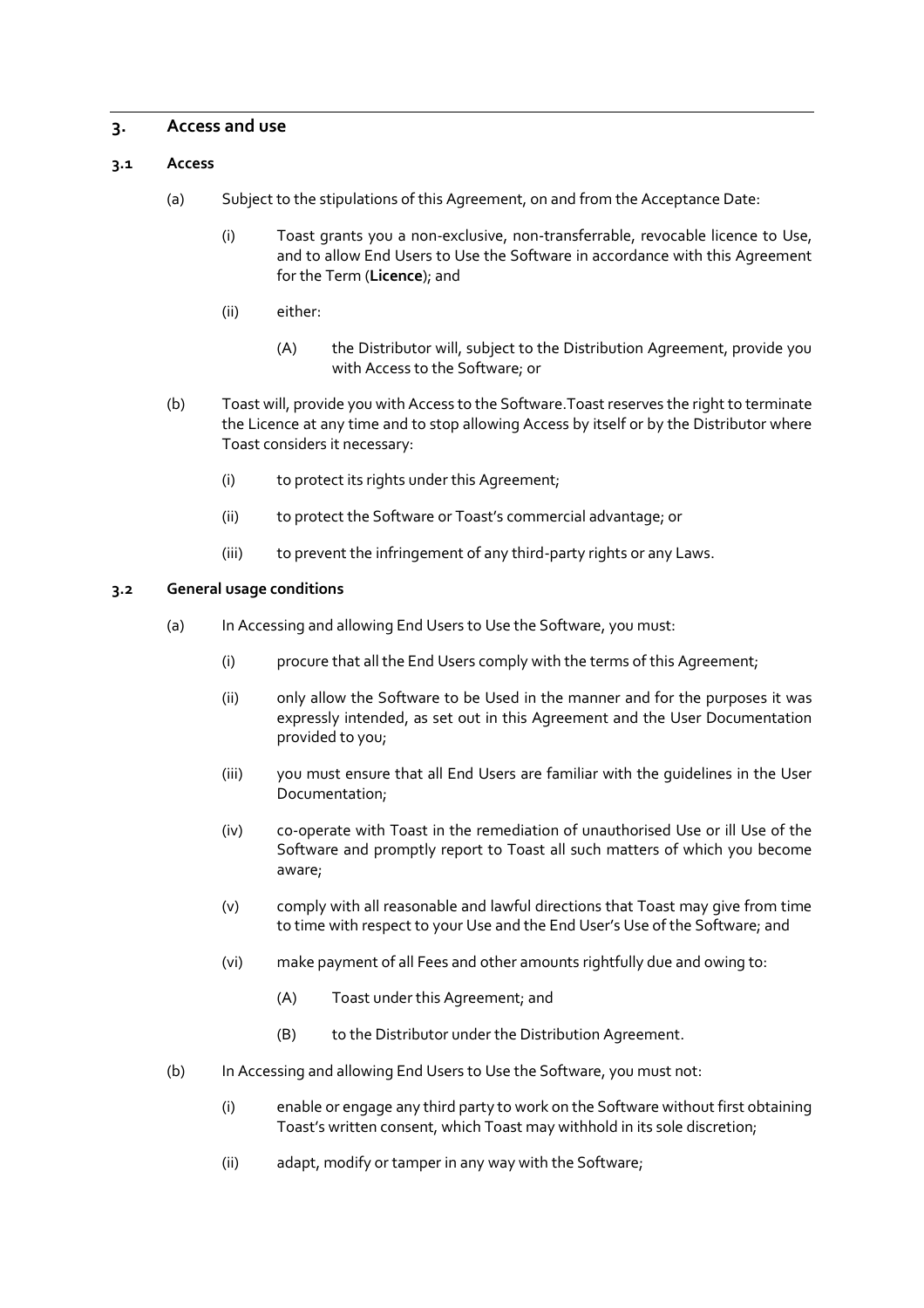## 3. Access and use

### 3.1 Access

(a) Subject to the stipulations of this Agreement, on and from the Acceptance Date:

   (i) Toast grants you a non-exclusive, non-transferrable, revocable licence to Use, and to allow End Users to Use the Software in accordance with this Agreement for the Term (**Licence**); and

   (ii) either:

      (A) the Distributor will, subject to the Distribution Agreement, provide you with Access to the Software; or

(b) Toast will, provide you with Access to the Software.Toast reserves the right to terminate the Licence at any time and to stop allowing Access by itself or by the Distributor where Toast considers it necessary:

   (i) to protect its rights under this Agreement;

   (ii) to protect the Software or Toast's commercial advantage; or

   (iii) to prevent the infringement of any third-party rights or any Laws.

### 3.2 General usage conditions

(a) In Accessing and allowing End Users to Use the Software, you must:

   (i) procure that all the End Users comply with the terms of this Agreement;

   (ii) only allow the Software to be Used in the manner and for the purposes it was expressly intended, as set out in this Agreement and the User Documentation provided to you;

   (iii) you must ensure that all End Users are familiar with the guidelines in the User Documentation;

   (iv) co-operate with Toast in the remediation of unauthorised Use or ill Use of the Software and promptly report to Toast all such matters of which you become aware;

   (v) comply with all reasonable and lawful directions that Toast may give from time to time with respect to your Use and the End User's Use of the Software; and

   (vi) make payment of all Fees and other amounts rightfully due and owing to:

      (A) Toast under this Agreement; and

      (B) to the Distributor under the Distribution Agreement.

(b) In Accessing and allowing End Users to Use the Software, you must not:

   (i) enable or engage any third party to work on the Software without first obtaining Toast's written consent, which Toast may withhold in its sole discretion;

   (ii) adapt, modify or tamper in any way with the Software;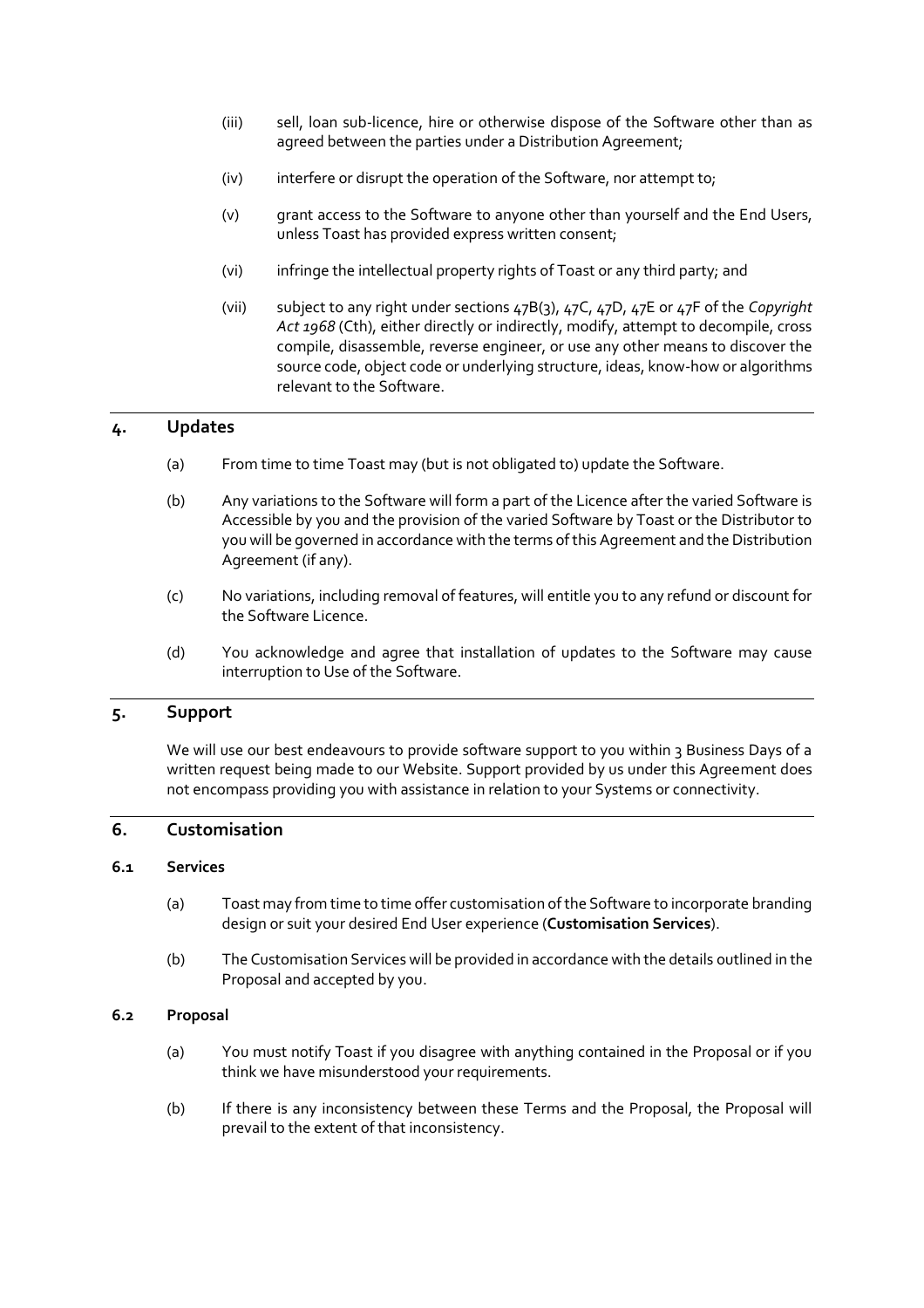(iii) sell, loan sub-licence, hire or otherwise dispose of the Software other than as agreed between the parties under a Distribution Agreement;

(iv) interfere or disrupt the operation of the Software, nor attempt to;

(v) grant access to the Software to anyone other than yourself and the End Users, unless Toast has provided express written consent;

(vi) infringe the intellectual property rights of Toast or any third party; and

(vii) subject to any right under sections 47B(3), 47C, 47D, 47E or 47F of the *Copyright Act 1968* (Cth), either directly or indirectly, modify, attempt to decompile, cross compile, disassemble, reverse engineer, or use any other means to discover the source code, object code or underlying structure, ideas, know-how or algorithms relevant to the Software.

## 4. Updates

(a) From time to time Toast may (but is not obligated to) update the Software.

(b) Any variations to the Software will form a part of the Licence after the varied Software is Accessible by you and the provision of the varied Software by Toast or the Distributor to you will be governed in accordance with the terms of this Agreement and the Distribution Agreement (if any).

(c) No variations, including removal of features, will entitle you to any refund or discount for the Software Licence.

(d) You acknowledge and agree that installation of updates to the Software may cause interruption to Use of the Software.

## 5. Support

We will use our best endeavours to provide software support to you within 3 Business Days of a written request being made to our Website. Support provided by us under this Agreement does not encompass providing you with assistance in relation to your Systems or connectivity.

## 6. Customisation

### 6.1 Services

(a) Toast may from time to time offer customisation of the Software to incorporate branding design or suit your desired End User experience (**Customisation Services**).

(b) The Customisation Services will be provided in accordance with the details outlined in the Proposal and accepted by you.

### 6.2 Proposal

(a) You must notify Toast if you disagree with anything contained in the Proposal or if you think we have misunderstood your requirements.

(b) If there is any inconsistency between these Terms and the Proposal, the Proposal will prevail to the extent of that inconsistency.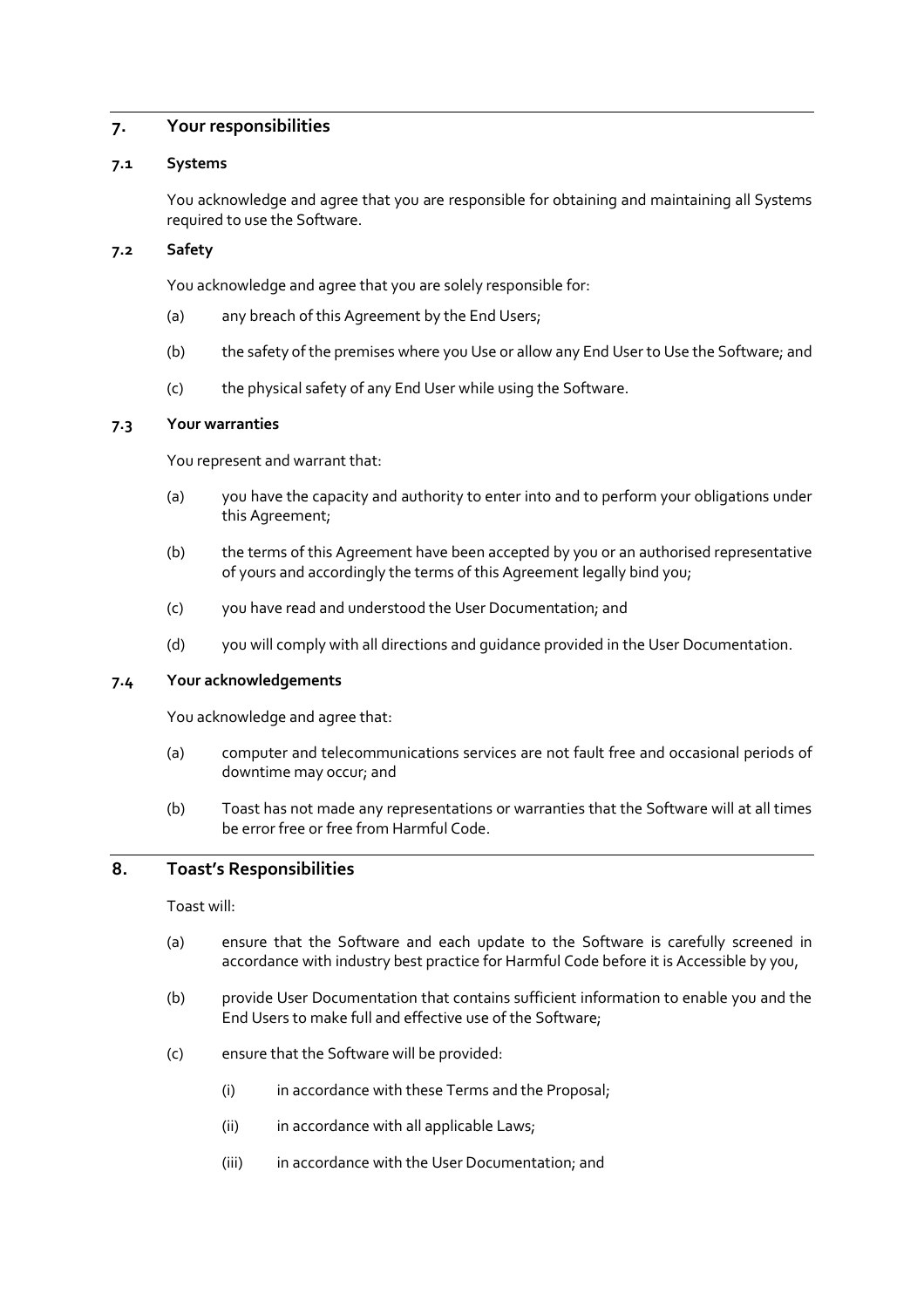## 7. Your responsibilities

### 7.1 Systems

You acknowledge and agree that you are responsible for obtaining and maintaining all Systems required to use the Software.

### 7.2 Safety

You acknowledge and agree that you are solely responsible for:

(a) any breach of this Agreement by the End Users;

(b) the safety of the premises where you Use or allow any End User to Use the Software; and

(c) the physical safety of any End User while using the Software.

### 7.3 Your warranties

You represent and warrant that:

(a) you have the capacity and authority to enter into and to perform your obligations under this Agreement;

(b) the terms of this Agreement have been accepted by you or an authorised representative of yours and accordingly the terms of this Agreement legally bind you;

(c) you have read and understood the User Documentation; and

(d) you will comply with all directions and guidance provided in the User Documentation.

### 7.4 Your acknowledgements

You acknowledge and agree that:

(a) computer and telecommunications services are not fault free and occasional periods of downtime may occur; and

(b) Toast has not made any representations or warranties that the Software will at all times be error free or free from Harmful Code.

## 8. Toast's Responsibilities

Toast will:

(a) ensure that the Software and each update to the Software is carefully screened in accordance with industry best practice for Harmful Code before it is Accessible by you,

(b) provide User Documentation that contains sufficient information to enable you and the End Users to make full and effective use of the Software;

(c) ensure that the Software will be provided:

(i) in accordance with these Terms and the Proposal;

(ii) in accordance with all applicable Laws;

(iii) in accordance with the User Documentation; and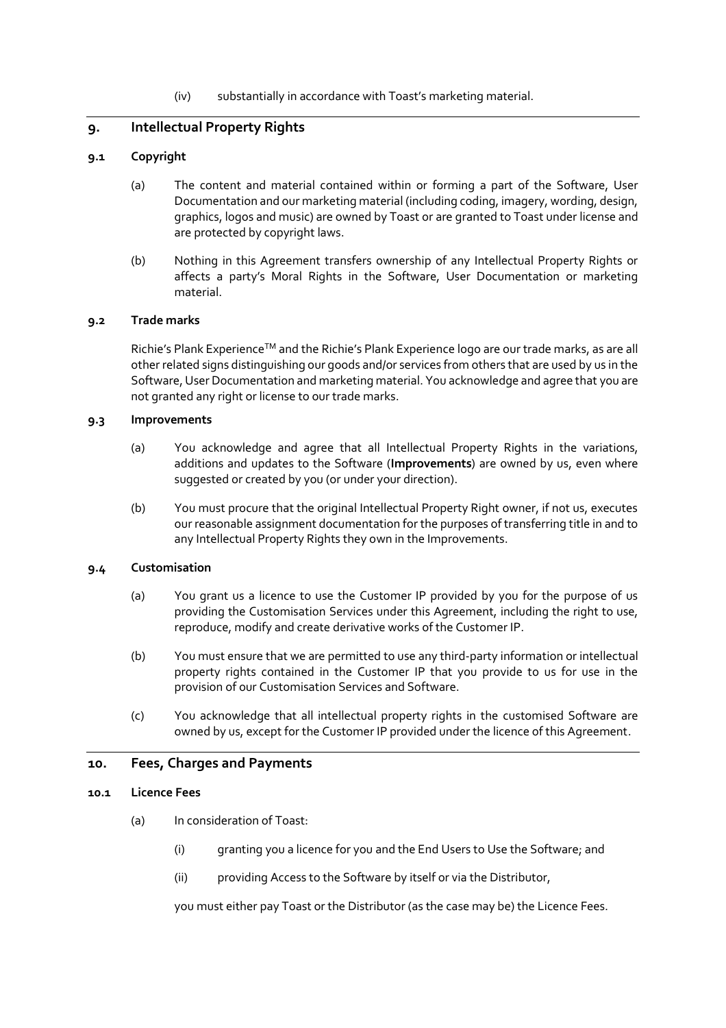(iv) substantially in accordance with Toast's marketing material.

## 9. Intellectual Property Rights

### 9.1 Copyright

(a) The content and material contained within or forming a part of the Software, User Documentation and our marketing material (including coding, imagery, wording, design, graphics, logos and music) are owned by Toast or are granted to Toast under license and are protected by copyright laws.

(b) Nothing in this Agreement transfers ownership of any Intellectual Property Rights or affects a party's Moral Rights in the Software, User Documentation or marketing material.

### 9.2 Trade marks

Richie's Plank Experience™ and the Richie's Plank Experience logo are our trade marks, as are all other related signs distinguishing our goods and/or services from others that are used by us in the Software, User Documentation and marketing material. You acknowledge and agree that you are not granted any right or license to our trade marks.

### 9.3 Improvements

(a) You acknowledge and agree that all Intellectual Property Rights in the variations, additions and updates to the Software (**Improvements**) are owned by us, even where suggested or created by you (or under your direction).

(b) You must procure that the original Intellectual Property Right owner, if not us, executes our reasonable assignment documentation for the purposes of transferring title in and to any Intellectual Property Rights they own in the Improvements.

### 9.4 Customisation

(a) You grant us a licence to use the Customer IP provided by you for the purpose of us providing the Customisation Services under this Agreement, including the right to use, reproduce, modify and create derivative works of the Customer IP.

(b) You must ensure that we are permitted to use any third-party information or intellectual property rights contained in the Customer IP that you provide to us for use in the provision of our Customisation Services and Software.

(c) You acknowledge that all intellectual property rights in the customised Software are owned by us, except for the Customer IP provided under the licence of this Agreement.

## 10. Fees, Charges and Payments

### 10.1 Licence Fees

(a) In consideration of Toast:

(i) granting you a licence for you and the End Users to Use the Software; and

(ii) providing Access to the Software by itself or via the Distributor,

you must either pay Toast or the Distributor (as the case may be) the Licence Fees.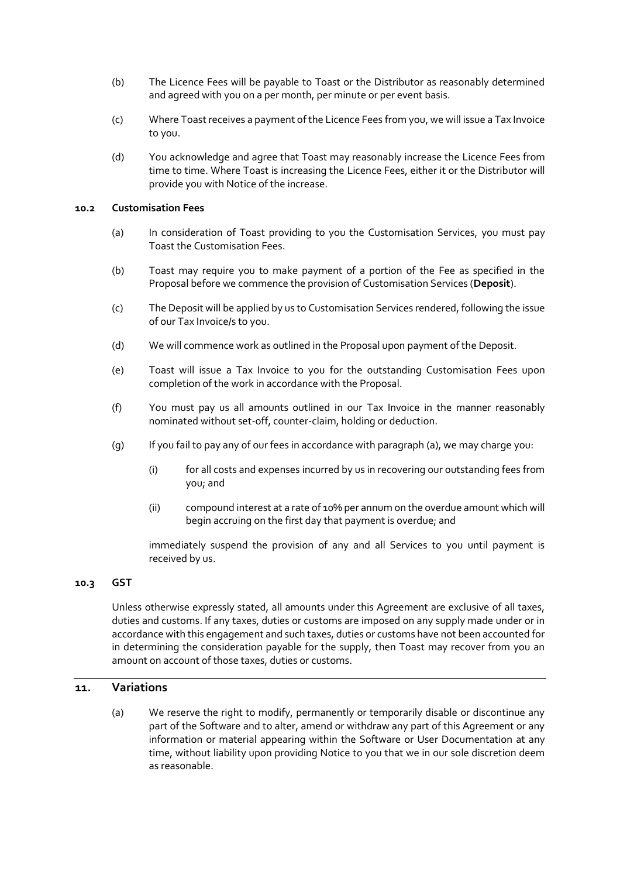(b) The Licence Fees will be payable to Toast or the Distributor as reasonably determined and agreed with you on a per month, per minute or per event basis.

(c) Where Toast receives a payment of the Licence Fees from you, we will issue a Tax Invoice to you.

(d) You acknowledge and agree that Toast may reasonably increase the Licence Fees from time to time. Where Toast is increasing the Licence Fees, either it or the Distributor will provide you with Notice of the increase.

### 10.2 Customisation Fees

(a) In consideration of Toast providing to you the Customisation Services, you must pay Toast the Customisation Fees.

(b) Toast may require you to make payment of a portion of the Fee as specified in the Proposal before we commence the provision of Customisation Services (**Deposit**).

(c) The Deposit will be applied by us to Customisation Services rendered, following the issue of our Tax Invoice/s to you.

(d) We will commence work as outlined in the Proposal upon payment of the Deposit.

(e) Toast will issue a Tax Invoice to you for the outstanding Customisation Fees upon completion of the work in accordance with the Proposal.

(f) You must pay us all amounts outlined in our Tax Invoice in the manner reasonably nominated without set-off, counter-claim, holding or deduction.

(g) If you fail to pay any of our fees in accordance with paragraph (a), we may charge you:

  (i) for all costs and expenses incurred by us in recovering our outstanding fees from you; and

  (ii) compound interest at a rate of 10% per annum on the overdue amount which will begin accruing on the first day that payment is overdue; and

  immediately suspend the provision of any and all Services to you until payment is received by us.

### 10.3 GST

Unless otherwise expressly stated, all amounts under this Agreement are exclusive of all taxes, duties and customs. If any taxes, duties or customs are imposed on any supply made under or in accordance with this engagement and such taxes, duties or customs have not been accounted for in determining the consideration payable for the supply, then Toast may recover from you an amount on account of those taxes, duties or customs.

## 11. Variations

(a) We reserve the right to modify, permanently or temporarily disable or discontinue any part of the Software and to alter, amend or withdraw any part of this Agreement or any information or material appearing within the Software or User Documentation at any time, without liability upon providing Notice to you that we in our sole discretion deem as reasonable.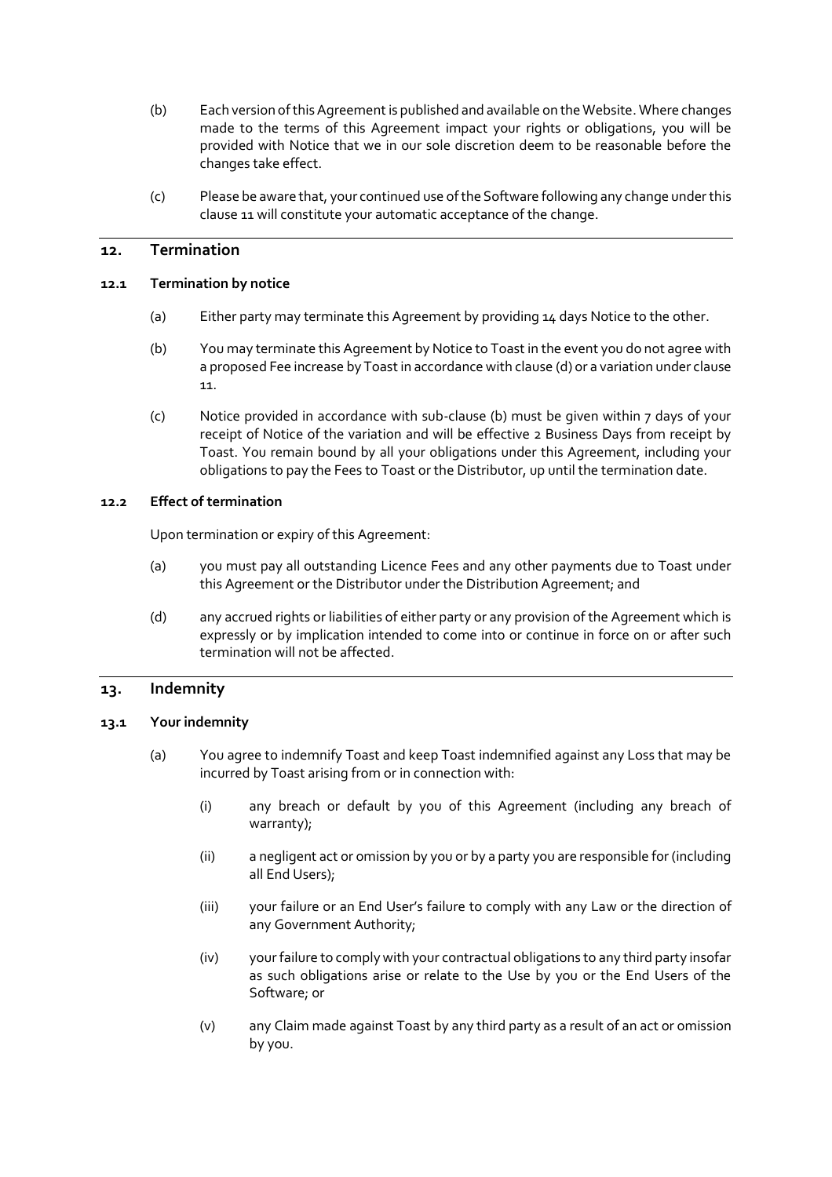(b) Each version of this Agreement is published and available on the Website. Where changes made to the terms of this Agreement impact your rights or obligations, you will be provided with Notice that we in our sole discretion deem to be reasonable before the changes take effect.

(c) Please be aware that, your continued use of the Software following any change under this clause 11 will constitute your automatic acceptance of the change.

## 12. Termination

### 12.1 Termination by notice

(a) Either party may terminate this Agreement by providing 14 days Notice to the other.

(b) You may terminate this Agreement by Notice to Toast in the event you do not agree with a proposed Fee increase by Toast in accordance with clause (d) or a variation under clause 11.

(c) Notice provided in accordance with sub-clause (b) must be given within 7 days of your receipt of Notice of the variation and will be effective 2 Business Days from receipt by Toast. You remain bound by all your obligations under this Agreement, including your obligations to pay the Fees to Toast or the Distributor, up until the termination date.

### 12.2 Effect of termination

Upon termination or expiry of this Agreement:

(a) you must pay all outstanding Licence Fees and any other payments due to Toast under this Agreement or the Distributor under the Distribution Agreement; and

(d) any accrued rights or liabilities of either party or any provision of the Agreement which is expressly or by implication intended to come into or continue in force on or after such termination will not be affected.

## 13. Indemnity

### 13.1 Your indemnity

(a) You agree to indemnify Toast and keep Toast indemnified against any Loss that may be incurred by Toast arising from or in connection with:

  (i) any breach or default by you of this Agreement (including any breach of warranty);

  (ii) a negligent act or omission by you or by a party you are responsible for (including all End Users);

  (iii) your failure or an End User's failure to comply with any Law or the direction of any Government Authority;

  (iv) your failure to comply with your contractual obligations to any third party insofar as such obligations arise or relate to the Use by you or the End Users of the Software; or

  (v) any Claim made against Toast by any third party as a result of an act or omission by you.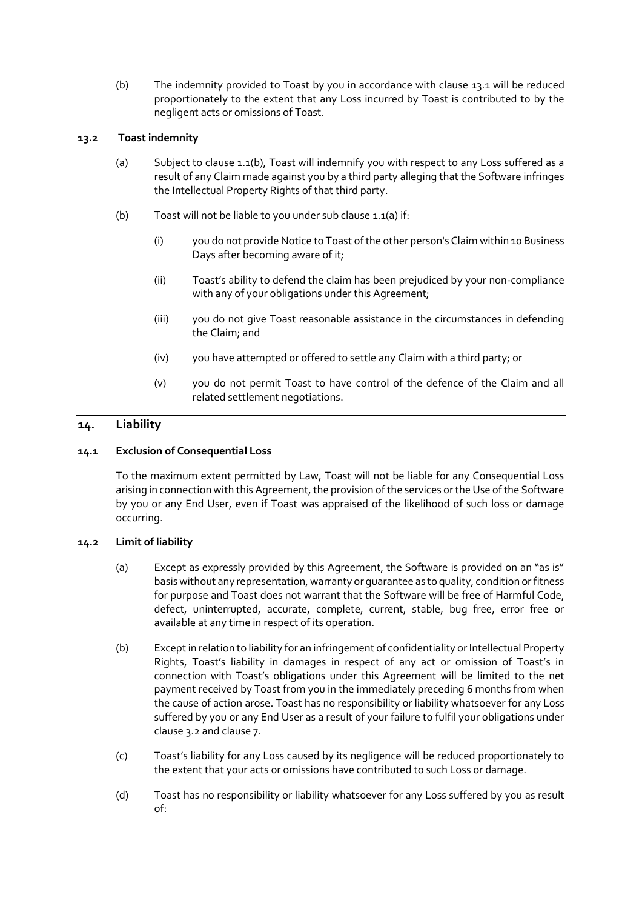(b) The indemnity provided to Toast by you in accordance with clause 13.1 will be reduced proportionately to the extent that any Loss incurred by Toast is contributed to by the negligent acts or omissions of Toast.

### 13.2 Toast indemnity

(a) Subject to clause 1.1(b), Toast will indemnify you with respect to any Loss suffered as a result of any Claim made against you by a third party alleging that the Software infringes the Intellectual Property Rights of that third party.

(b) Toast will not be liable to you under sub clause 1.1(a) if:

(i) you do not provide Notice to Toast of the other person's Claim within 10 Business Days after becoming aware of it;

(ii) Toast's ability to defend the claim has been prejudiced by your non-compliance with any of your obligations under this Agreement;

(iii) you do not give Toast reasonable assistance in the circumstances in defending the Claim; and

(iv) you have attempted or offered to settle any Claim with a third party; or

(v) you do not permit Toast to have control of the defence of the Claim and all related settlement negotiations.

## 14. Liability

### 14.1 Exclusion of Consequential Loss

To the maximum extent permitted by Law, Toast will not be liable for any Consequential Loss arising in connection with this Agreement, the provision of the services or the Use of the Software by you or any End User, even if Toast was appraised of the likelihood of such loss or damage occurring.

### 14.2 Limit of liability

(a) Except as expressly provided by this Agreement, the Software is provided on an "as is" basis without any representation, warranty or guarantee as to quality, condition or fitness for purpose and Toast does not warrant that the Software will be free of Harmful Code, defect, uninterrupted, accurate, complete, current, stable, bug free, error free or available at any time in respect of its operation.

(b) Except in relation to liability for an infringement of confidentiality or Intellectual Property Rights, Toast's liability in damages in respect of any act or omission of Toast's in connection with Toast's obligations under this Agreement will be limited to the net payment received by Toast from you in the immediately preceding 6 months from when the cause of action arose. Toast has no responsibility or liability whatsoever for any Loss suffered by you or any End User as a result of your failure to fulfil your obligations under clause 3.2 and clause 7.

(c) Toast's liability for any Loss caused by its negligence will be reduced proportionately to the extent that your acts or omissions have contributed to such Loss or damage.

(d) Toast has no responsibility or liability whatsoever for any Loss suffered by you as result of: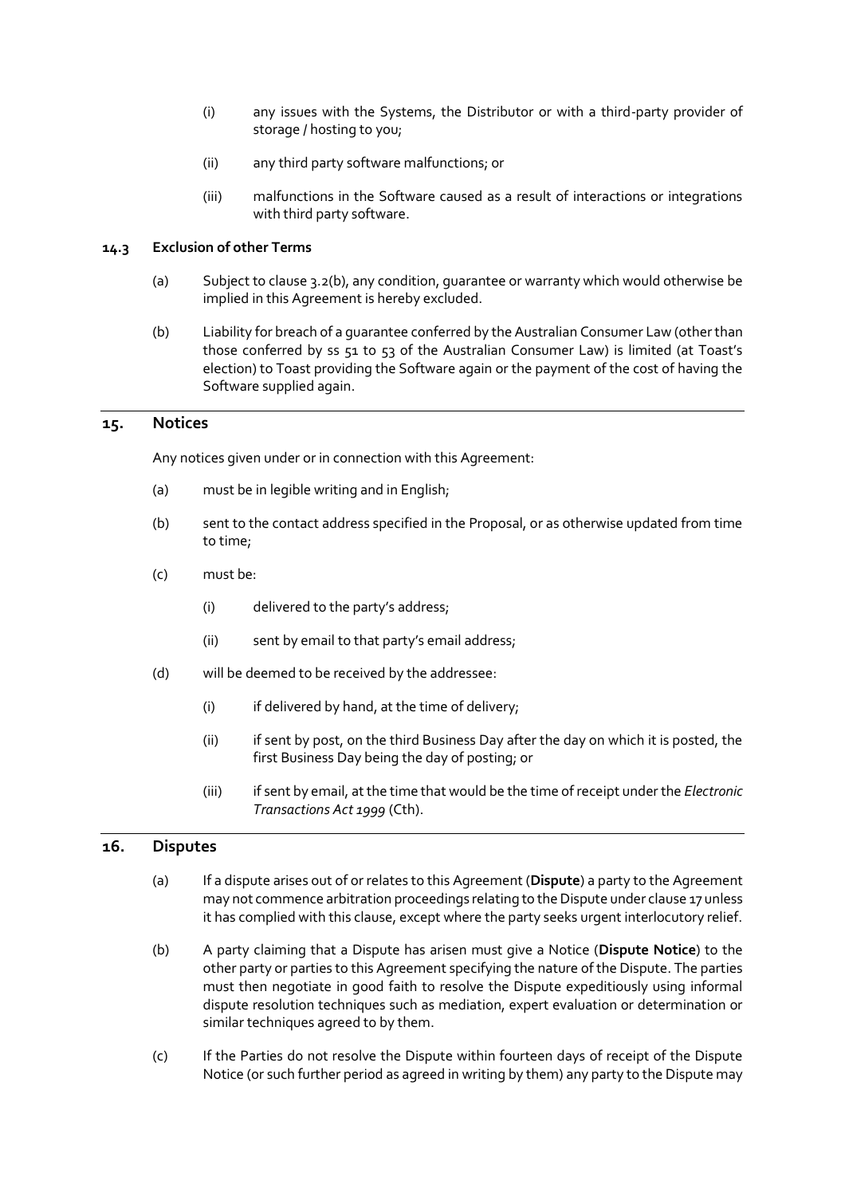(i) any issues with the Systems, the Distributor or with a third-party provider of storage / hosting to you;

(ii) any third party software malfunctions; or

(iii) malfunctions in the Software caused as a result of interactions or integrations with third party software.

### 14.3 Exclusion of other Terms

(a) Subject to clause 3.2(b), any condition, guarantee or warranty which would otherwise be implied in this Agreement is hereby excluded.

(b) Liability for breach of a guarantee conferred by the Australian Consumer Law (other than those conferred by ss 51 to 53 of the Australian Consumer Law) is limited (at Toast's election) to Toast providing the Software again or the payment of the cost of having the Software supplied again.

## 15. Notices

Any notices given under or in connection with this Agreement:

(a) must be in legible writing and in English;

(b) sent to the contact address specified in the Proposal, or as otherwise updated from time to time;

(c) must be:

(i) delivered to the party's address;

(ii) sent by email to that party's email address;

(d) will be deemed to be received by the addressee:

(i) if delivered by hand, at the time of delivery;

(ii) if sent by post, on the third Business Day after the day on which it is posted, the first Business Day being the day of posting; or

(iii) if sent by email, at the time that would be the time of receipt under the *Electronic Transactions Act 1999* (Cth).

## 16. Disputes

(a) If a dispute arises out of or relates to this Agreement (**Dispute**) a party to the Agreement may not commence arbitration proceedings relating to the Dispute under clause 17 unless it has complied with this clause, except where the party seeks urgent interlocutory relief.

(b) A party claiming that a Dispute has arisen must give a Notice (**Dispute Notice**) to the other party or parties to this Agreement specifying the nature of the Dispute. The parties must then negotiate in good faith to resolve the Dispute expeditiously using informal dispute resolution techniques such as mediation, expert evaluation or determination or similar techniques agreed to by them.

(c) If the Parties do not resolve the Dispute within fourteen days of receipt of the Dispute Notice (or such further period as agreed in writing by them) any party to the Dispute may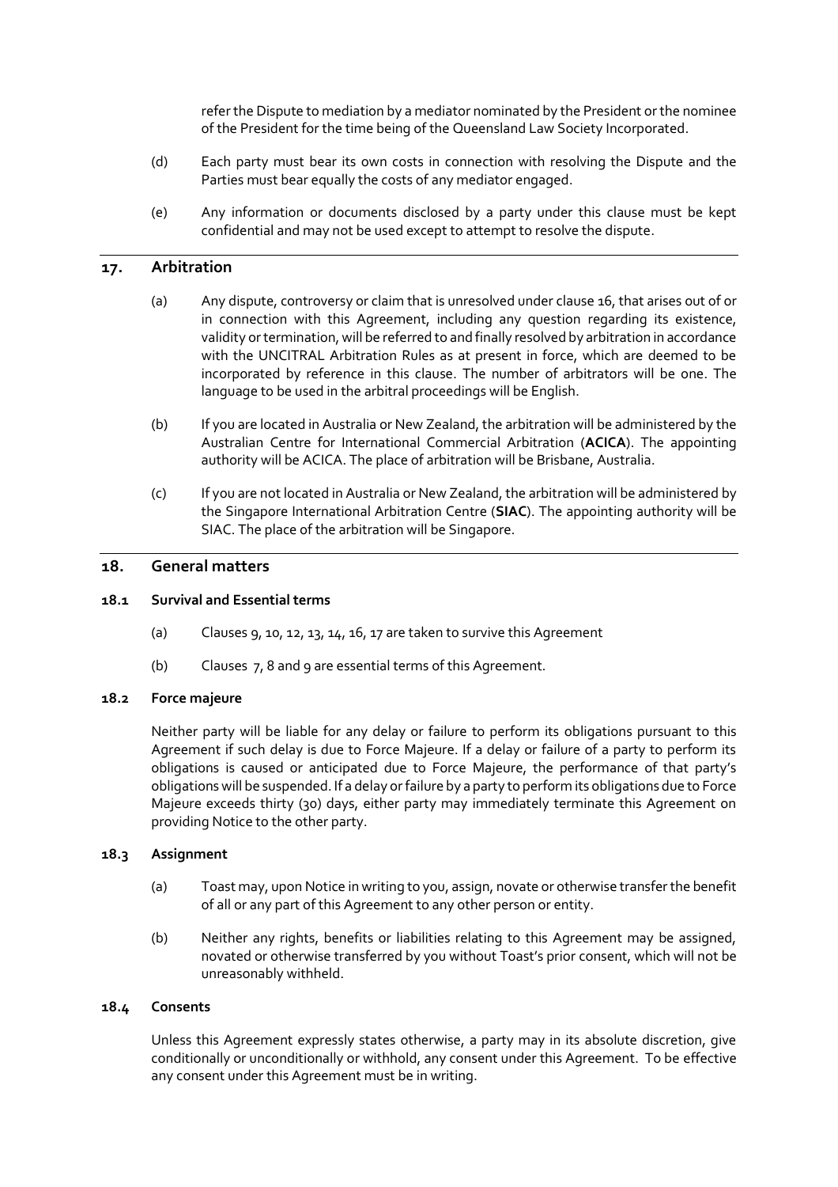refer the Dispute to mediation by a mediator nominated by the President or the nominee of the President for the time being of the Queensland Law Society Incorporated.

(d) Each party must bear its own costs in connection with resolving the Dispute and the Parties must bear equally the costs of any mediator engaged.

(e) Any information or documents disclosed by a party under this clause must be kept confidential and may not be used except to attempt to resolve the dispute.

## 17. Arbitration

(a) Any dispute, controversy or claim that is unresolved under clause 16, that arises out of or in connection with this Agreement, including any question regarding its existence, validity or termination, will be referred to and finally resolved by arbitration in accordance with the UNCITRAL Arbitration Rules as at present in force, which are deemed to be incorporated by reference in this clause. The number of arbitrators will be one. The language to be used in the arbitral proceedings will be English.

(b) If you are located in Australia or New Zealand, the arbitration will be administered by the Australian Centre for International Commercial Arbitration (**ACICA**). The appointing authority will be ACICA. The place of arbitration will be Brisbane, Australia.

(c) If you are not located in Australia or New Zealand, the arbitration will be administered by the Singapore International Arbitration Centre (**SIAC**). The appointing authority will be SIAC. The place of the arbitration will be Singapore.

## 18. General matters

### 18.1 Survival and Essential terms

(a) Clauses 9, 10, 12, 13, 14, 16, 17 are taken to survive this Agreement

(b) Clauses 7, 8 and 9 are essential terms of this Agreement.

### 18.2 Force majeure

Neither party will be liable for any delay or failure to perform its obligations pursuant to this Agreement if such delay is due to Force Majeure. If a delay or failure of a party to perform its obligations is caused or anticipated due to Force Majeure, the performance of that party's obligations will be suspended. If a delay or failure by a party to perform its obligations due to Force Majeure exceeds thirty (30) days, either party may immediately terminate this Agreement on providing Notice to the other party.

### 18.3 Assignment

(a) Toast may, upon Notice in writing to you, assign, novate or otherwise transfer the benefit of all or any part of this Agreement to any other person or entity.

(b) Neither any rights, benefits or liabilities relating to this Agreement may be assigned, novated or otherwise transferred by you without Toast's prior consent, which will not be unreasonably withheld.

### 18.4 Consents

Unless this Agreement expressly states otherwise, a party may in its absolute discretion, give conditionally or unconditionally or withhold, any consent under this Agreement. To be effective any consent under this Agreement must be in writing.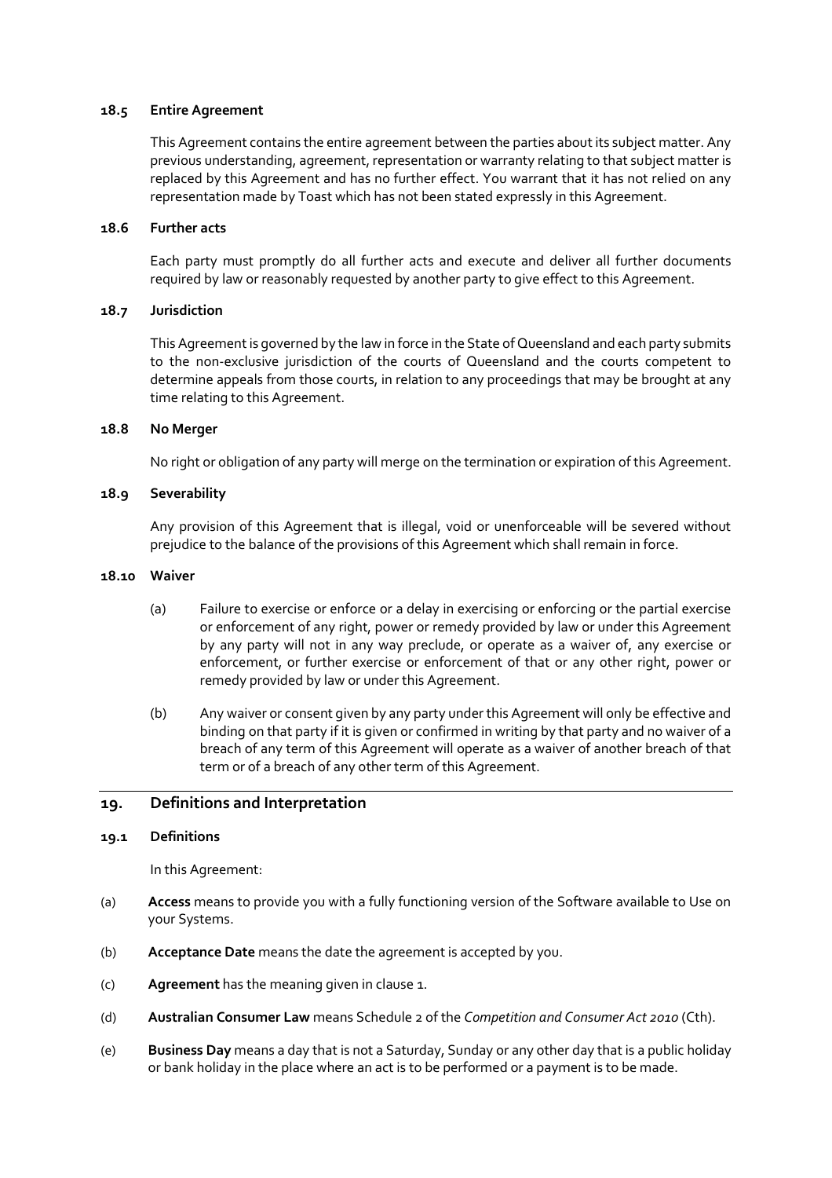### 18.5 Entire Agreement

This Agreement contains the entire agreement between the parties about its subject matter. Any previous understanding, agreement, representation or warranty relating to that subject matter is replaced by this Agreement and has no further effect. You warrant that it has not relied on any representation made by Toast which has not been stated expressly in this Agreement.

### 18.6 Further acts

Each party must promptly do all further acts and execute and deliver all further documents required by law or reasonably requested by another party to give effect to this Agreement.

### 18.7 Jurisdiction

This Agreement is governed by the law in force in the State of Queensland and each party submits to the non-exclusive jurisdiction of the courts of Queensland and the courts competent to determine appeals from those courts, in relation to any proceedings that may be brought at any time relating to this Agreement.

### 18.8 No Merger

No right or obligation of any party will merge on the termination or expiration of this Agreement.

### 18.9 Severability

Any provision of this Agreement that is illegal, void or unenforceable will be severed without prejudice to the balance of the provisions of this Agreement which shall remain in force.

### 18.10 Waiver

(a) Failure to exercise or enforce or a delay in exercising or enforcing or the partial exercise or enforcement of any right, power or remedy provided by law or under this Agreement by any party will not in any way preclude, or operate as a waiver of, any exercise or enforcement, or further exercise or enforcement of that or any other right, power or remedy provided by law or under this Agreement.

(b) Any waiver or consent given by any party under this Agreement will only be effective and binding on that party if it is given or confirmed in writing by that party and no waiver of a breach of any term of this Agreement will operate as a waiver of another breach of that term or of a breach of any other term of this Agreement.

## 19. Definitions and Interpretation

### 19.1 Definitions

In this Agreement:

(a) **Access** means to provide you with a fully functioning version of the Software available to Use on your Systems.

(b) **Acceptance Date** means the date the agreement is accepted by you.

(c) **Agreement** has the meaning given in clause 1.

(d) **Australian Consumer Law** means Schedule 2 of the *Competition and Consumer Act 2010* (Cth).

(e) **Business Day** means a day that is not a Saturday, Sunday or any other day that is a public holiday or bank holiday in the place where an act is to be performed or a payment is to be made.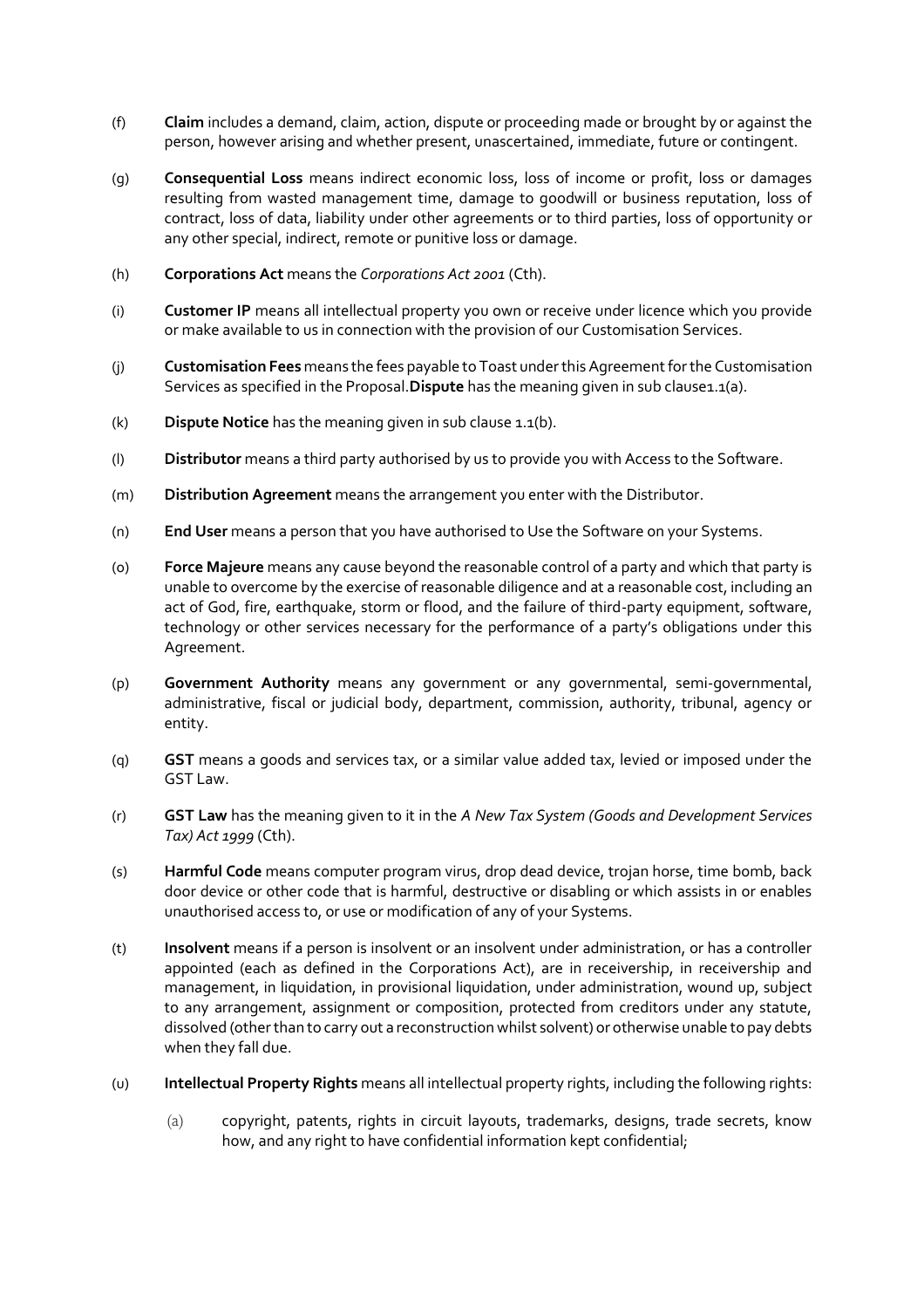(f) **Claim** includes a demand, claim, action, dispute or proceeding made or brought by or against the person, however arising and whether present, unascertained, immediate, future or contingent.

(g) **Consequential Loss** means indirect economic loss, loss of income or profit, loss or damages resulting from wasted management time, damage to goodwill or business reputation, loss of contract, loss of data, liability under other agreements or to third parties, loss of opportunity or any other special, indirect, remote or punitive loss or damage.

(h) **Corporations Act** means the *Corporations Act 2001* (Cth).

(i) **Customer IP** means all intellectual property you own or receive under licence which you provide or make available to us in connection with the provision of our Customisation Services.

(j) **Customisation Fees** means the fees payable to Toast under this Agreement for the Customisation Services as specified in the Proposal.**Dispute** has the meaning given in sub clause1.1(a).

(k) **Dispute Notice** has the meaning given in sub clause 1.1(b).

(l) **Distributor** means a third party authorised by us to provide you with Access to the Software.

(m) **Distribution Agreement** means the arrangement you enter with the Distributor.

(n) **End User** means a person that you have authorised to Use the Software on your Systems.

(o) **Force Majeure** means any cause beyond the reasonable control of a party and which that party is unable to overcome by the exercise of reasonable diligence and at a reasonable cost, including an act of God, fire, earthquake, storm or flood, and the failure of third-party equipment, software, technology or other services necessary for the performance of a party's obligations under this Agreement.

(p) **Government Authority** means any government or any governmental, semi-governmental, administrative, fiscal or judicial body, department, commission, authority, tribunal, agency or entity.

(q) **GST** means a goods and services tax, or a similar value added tax, levied or imposed under the GST Law.

(r) **GST Law** has the meaning given to it in the *A New Tax System (Goods and Development Services Tax) Act 1999* (Cth).

(s) **Harmful Code** means computer program virus, drop dead device, trojan horse, time bomb, back door device or other code that is harmful, destructive or disabling or which assists in or enables unauthorised access to, or use or modification of any of your Systems.

(t) **Insolvent** means if a person is insolvent or an insolvent under administration, or has a controller appointed (each as defined in the Corporations Act), are in receivership, in receivership and management, in liquidation, in provisional liquidation, under administration, wound up, subject to any arrangement, assignment or composition, protected from creditors under any statute, dissolved (other than to carry out a reconstruction whilst solvent) or otherwise unable to pay debts when they fall due.

(u) **Intellectual Property Rights** means all intellectual property rights, including the following rights:

  (a) copyright, patents, rights in circuit layouts, trademarks, designs, trade secrets, know how, and any right to have confidential information kept confidential;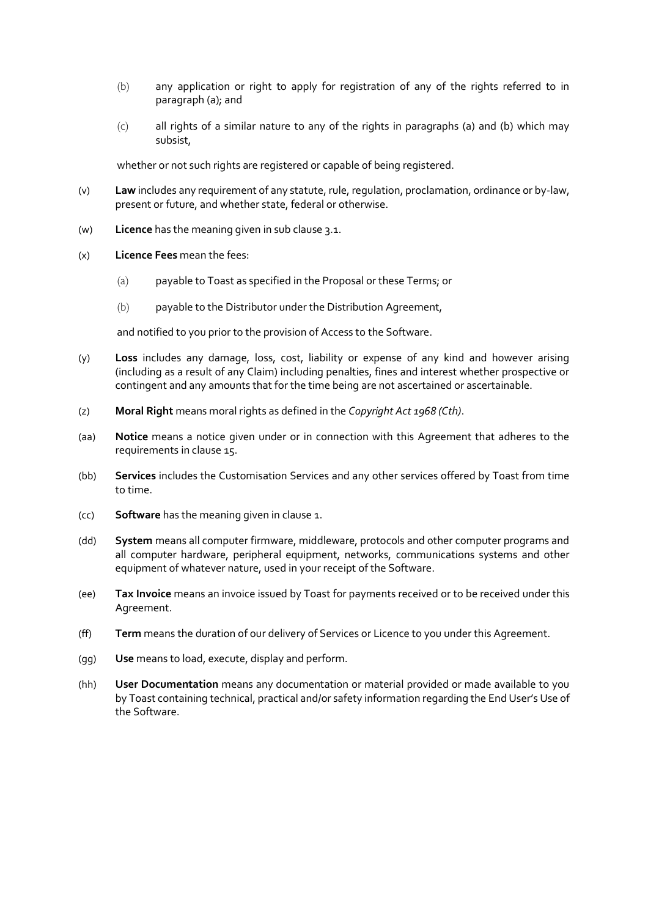(b) any application or right to apply for registration of any of the rights referred to in paragraph (a); and

(c) all rights of a similar nature to any of the rights in paragraphs (a) and (b) which may subsist,

whether or not such rights are registered or capable of being registered.

(v) **Law** includes any requirement of any statute, rule, regulation, proclamation, ordinance or by-law, present or future, and whether state, federal or otherwise.

(w) **Licence** has the meaning given in sub clause 3.1.

(x) **Licence Fees** mean the fees:

(a) payable to Toast as specified in the Proposal or these Terms; or

(b) payable to the Distributor under the Distribution Agreement,

and notified to you prior to the provision of Access to the Software.

(y) **Loss** includes any damage, loss, cost, liability or expense of any kind and however arising (including as a result of any Claim) including penalties, fines and interest whether prospective or contingent and any amounts that for the time being are not ascertained or ascertainable.

(z) **Moral Right** means moral rights as defined in the *Copyright Act 1968 (Cth)*.

(aa) **Notice** means a notice given under or in connection with this Agreement that adheres to the requirements in clause 15.

(bb) **Services** includes the Customisation Services and any other services offered by Toast from time to time.

(cc) **Software** has the meaning given in clause 1.

(dd) **System** means all computer firmware, middleware, protocols and other computer programs and all computer hardware, peripheral equipment, networks, communications systems and other equipment of whatever nature, used in your receipt of the Software.

(ee) **Tax Invoice** means an invoice issued by Toast for payments received or to be received under this Agreement.

(ff) **Term** means the duration of our delivery of Services or Licence to you under this Agreement.

(gg) **Use** means to load, execute, display and perform.

(hh) **User Documentation** means any documentation or material provided or made available to you by Toast containing technical, practical and/or safety information regarding the End User's Use of the Software.